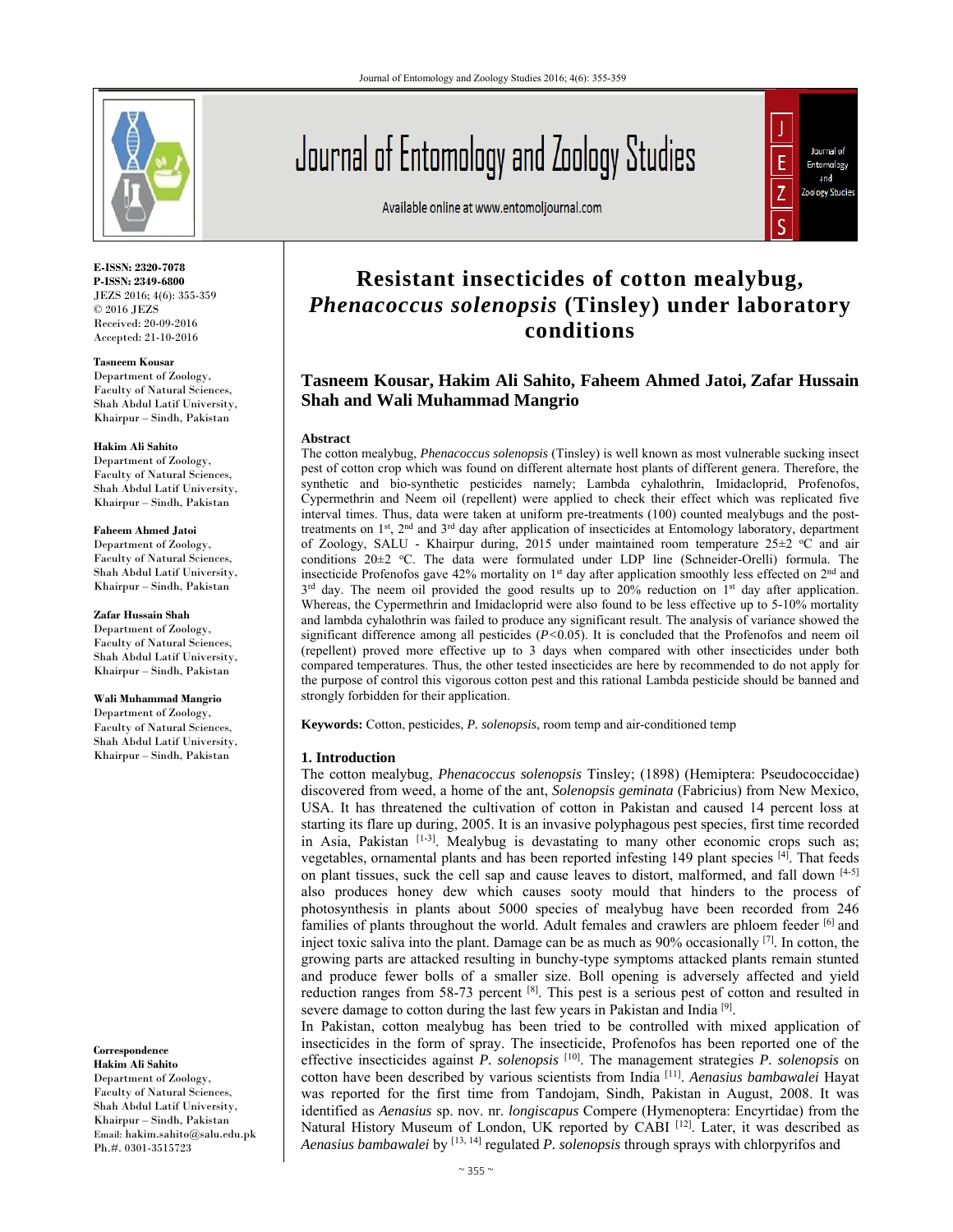E-ISSN: 2320-7078
P-ISSN: 2349-6800
JEZS 2016; 4(6): 355-359
© 2016 JEZS
Received: 20-09-2016
Accepted: 21-10-2016

**Tasneem Kousar**
Department of Zoology, Faculty of Natural Sciences, Shah Abdul Latif University, Khairpur – Sindh, Pakistan

**Hakim Ali Sahito**
Department of Zoology, Faculty of Natural Sciences, Shah Abdul Latif University, Khairpur – Sindh, Pakistan

**Faheem Ahmed Jatoi**
Department of Zoology, Faculty of Natural Sciences, Shah Abdul Latif University, Khairpur – Sindh, Pakistan

**Zafar Hussain Shah**
Department of Zoology, Faculty of Natural Sciences, Shah Abdul Latif University, Khairpur – Sindh, Pakistan

**Wali Muhammad Mangrio**
Department of Zoology, Faculty of Natural Sciences, Shah Abdul Latif University, Khairpur – Sindh, Pakistan

**Correspondence**
**Hakim Ali Sahito**
Department of Zoology, Faculty of Natural Sciences, Shah Abdul Latif University, Khairpur – Sindh, Pakistan
Email: hakim.sahito@salu.edu.pk
Ph.#. 0301-3515723

# Resistant insecticides of cotton mealybug, *Phenacoccus solenopsis* (Tinsley) under laboratory conditions

**Tasneem Kousar, Hakim Ali Sahito, Faheem Ahmed Jatoi, Zafar Hussain Shah and Wali Muhammad Mangrio**

## Abstract

The cotton mealybug, *Phenacoccus solenopsis* (Tinsley) is well known as most vulnerable sucking insect pest of cotton crop which was found on different alternate host plants of different genera. Therefore, the synthetic and bio-synthetic pesticides namely; Lambda cyhalothrin, Imidacloprid, Profenofos, Cypermethrin and Neem oil (repellent) were applied to check their effect which was replicated five interval times. Thus, data were taken at uniform pre-treatments (100) counted mealybugs and the post-treatments on 1st, 2nd and 3rd day after application of insecticides at Entomology laboratory, department of Zoology, SALU - Khairpur during, 2015 under maintained room temperature 25±2 °C and air conditions 20±2 °C. The data were formulated under LDP line (Schneider-Orelli) formula. The insecticide Profenofos gave 42% mortality on 1st day after application smoothly less effected on 2nd and 3rd day. The neem oil provided the good results up to 20% reduction on 1st day after application. Whereas, the Cypermethrin and Imidacloprid were also found to be less effective up to 5-10% mortality and lambda cyhalothrin was failed to produce any significant result. The analysis of variance showed the significant difference among all pesticides ($P<0.05$). It is concluded that the Profenofos and neem oil (repellent) proved more effective up to 3 days when compared with other insecticides under both compared temperatures. Thus, the other tested insecticides are here by recommended to do not apply for the purpose of control this vigorous cotton pest and this rational Lambda pesticide should be banned and strongly forbidden for their application.

**Keywords:** Cotton, pesticides, *P. solenopsis*, room temp and air-conditioned temp

## 1. Introduction

The cotton mealybug, *Phenacoccus solenopsis* Tinsley; (1898) (Hemiptera: Pseudococcidae) discovered from weed, a home of the ant, *Solenopsis geminata* (Fabricius) from New Mexico, USA. It has threatened the cultivation of cotton in Pakistan and caused 14 percent loss at starting its flare up during, 2005. It is an invasive polyphagous pest species, first time recorded in Asia, Pakistan [1-3]. Mealybug is devastating to many other economic crops such as; vegetables, ornamental plants and has been reported infesting 149 plant species [4]. That feeds on plant tissues, suck the cell sap and cause leaves to distort, malformed, and fall down [4-5] also produces honey dew which causes sooty mould that hinders to the process of photosynthesis in plants about 5000 species of mealybug have been recorded from 246 families of plants throughout the world. Adult females and crawlers are phloem feeder [6] and inject toxic saliva into the plant. Damage can be as much as 90% occasionally [7]. In cotton, the growing parts are attacked resulting in bunchy-type symptoms attacked plants remain stunted and produce fewer bolls of a smaller size. Boll opening is adversely affected and yield reduction ranges from 58-73 percent [8]. This pest is a serious pest of cotton and resulted in severe damage to cotton during the last few years in Pakistan and India [9].

In Pakistan, cotton mealybug has been tried to be controlled with mixed application of insecticides in the form of spray. The insecticide, Profenofos has been reported one of the effective insecticides against *P. solenopsis* [10]. The management strategies *P. solenopsis* on cotton have been described by various scientists from India [11]. *Aenasius bambawalei* Hayat was reported for the first time from Tandojam, Sindh, Pakistan in August, 2008. It was identified as *Aenasius* sp. nov. nr. *longiscapus* Compere (Hymenoptera: Encyrtidae) from the Natural History Museum of London, UK reported by CABI [12]. Later, it was described as *Aenasius bambawalei* by [13, 14] regulated *P. solenopsis* through sprays with chlorpyrifos and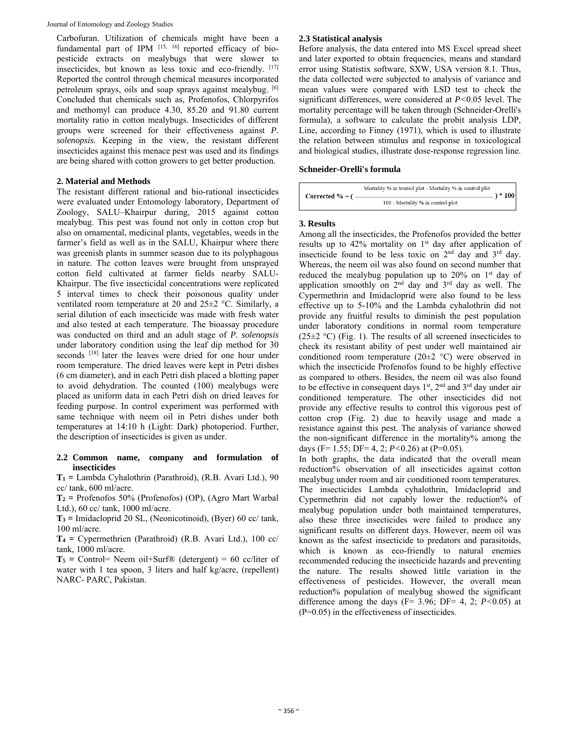Carbofuran. Utilization of chemicals might have been a fundamental part of IPM [15, 16] reported efficacy of bio-pesticide extracts on mealybugs that were slower to insecticides, but known as less toxic and eco-friendly. [17] Reported the control through chemical measures incorporated petroleum sprays, oils and soap sprays against mealybug. [6] Concluded that chemicals such as, Profenofos, Chlorpyrifos and methomyl can produce 4.30, 85.20 and 91.80 current mortality ratio in cotton mealybugs. Insecticides of different groups were screened for their effectiveness against *P. solenopsis*. Keeping in the view, the resistant different insecticides against this menace pest was used and its findings are being shared with cotton growers to get better production.

## 2. Material and Methods

The resistant different rational and bio-rational insecticides were evaluated under Entomology laboratory, Department of Zoology, SALU–Khairpur during, 2015 against cotton mealybug. This pest was found not only in cotton crop but also on ornamental, medicinal plants, vegetables, weeds in the farmer's field as well as in the SALU, Khairpur where there was greenish plants in summer season due to its polyphagous in nature. The cotton leaves were brought from unsprayed cotton field cultivated at farmer fields nearby SALU-Khairpur. The five insecticidal concentrations were replicated 5 interval times to check their poisonous quality under ventilated room temperature at 20 and 25±2 °C. Similarly, a serial dilution of each insecticide was made with fresh water and also tested at each temperature. The bioassay procedure was conducted on third and an adult stage of *P. solenopsis* under laboratory condition using the leaf dip method for 30 seconds [18] later the leaves were dried for one hour under room temperature. The dried leaves were kept in Petri dishes (6 cm diameter), and in each Petri dish placed a blotting paper to avoid dehydration. The counted (100) mealybugs were placed as uniform data in each Petri dish on dried leaves for feeding purpose. In control experiment was performed with same technique with neem oil in Petri dishes under both temperatures at 14:10 h (Light: Dark) photoperiod. Further, the description of insecticides is given as under.

### 2.2 Common name, company and formulation of insecticides

**$T_1$ =** Lambda Cyhalothrin (Parathroid), (R.B. Avari Ltd.), 90 cc/ tank, 600 ml/acre.

**$T_2$ =** Profenofos 50% (Profenofos) (OP), (Agro Mart Warbal Ltd.), 60 cc/ tank, 1000 ml/acre.

**$T_3$ =** Imidacloprid 20 SL, (Neonicotinoid), (Byer) 60 cc/ tank, 100 ml/acre.

**$T_4$ =** Cypermethrien (Parathroid) (R.B. Avari Ltd.), 100 cc/ tank, 1000 ml/acre.

**$T_5$ =** Control= Neem oil+Surf® (detergent) = 60 cc/liter of water with 1 tea spoon, 3 liters and half kg/acre, (repellent) NARC- PARC, Pakistan.

### 2.3 Statistical analysis

Before analysis, the data entered into MS Excel spread sheet and later exported to obtain frequencies, means and standard error using Statistix software, SXW, USA version 8.1. Thus, the data collected were subjected to analysis of variance and mean values were compared with LSD test to check the significant differences, were considered at $P<0.05$ level. The mortality percentage will be taken through (Schneider-Orelli's formula), a software to calculate the probit analysis LDP, Line, according to Finney (1971), which is used to illustrate the relation between stimulus and response in toxicological and biological studies, illustrate dose-response regression line.

**Schneider-Orelli's formula**

$$\text{Corrected \%} = \left( \frac{\text{Mortality \% in treated plot - Mortality \% in control plot}}{\text{100 - Mortality \% in control plot}} \right) * 100$$

## 3. Results

Among all the insecticides, the Profenofos provided the better results up to 42% mortality on 1st day after application of insecticide found to be less toxic on 2nd day and 3rd day. Whereas, the neem oil was also found on second number that reduced the mealybug population up to 20% on 1st day of application smoothly on 2nd day and 3rd day as well. The Cypermethrin and Imidacloprid were also found to be less effective up to 5-10% and the Lambda cyhalothrin did not provide any fruitful results to diminish the pest population under laboratory conditions in normal room temperature (25±2 °C) (Fig. 1). The results of all screened insecticides to check its resistant ability of pest under well maintained air conditioned room temperature (20±2 °C) were observed in which the insecticide Profenofos found to be highly effective as compared to others. Besides, the neem oil was also found to be effective in consequent days 1st, 2nd and 3rd day under air conditioned temperature. The other insecticides did not provide any effective results to control this vigorous pest of cotton crop (Fig. 2) due to heavily usage and made a resistance against this pest. The analysis of variance showed the non-significant difference in the mortality% among the days ($F= 1.55$; $DF= 4, 2$; $P<0.26$) at ($P=0.05$).

In both graphs, the data indicated that the overall mean reduction% observation of all insecticides against cotton mealybug under room and air conditioned room temperatures. The insecticides Lambda cyhalothrin, Imidacloprid and Cypermethrin did not capably lower the reduction% of mealybug population under both maintained temperatures, also these three insecticides were failed to produce any significant results on different days. However, neem oil was known as the safest insecticide to predators and parasitoids, which is known as eco-friendly to natural enemies recommended reducing the insecticide hazards and preventing the nature. The results showed little variation in the effectiveness of pesticides. However, the overall mean reduction% population of mealybug showed the significant difference among the days ($F= 3.96$; $DF= 4, 2$; $P<0.05$) at ($P=0.05$) in the effectiveness of insecticides.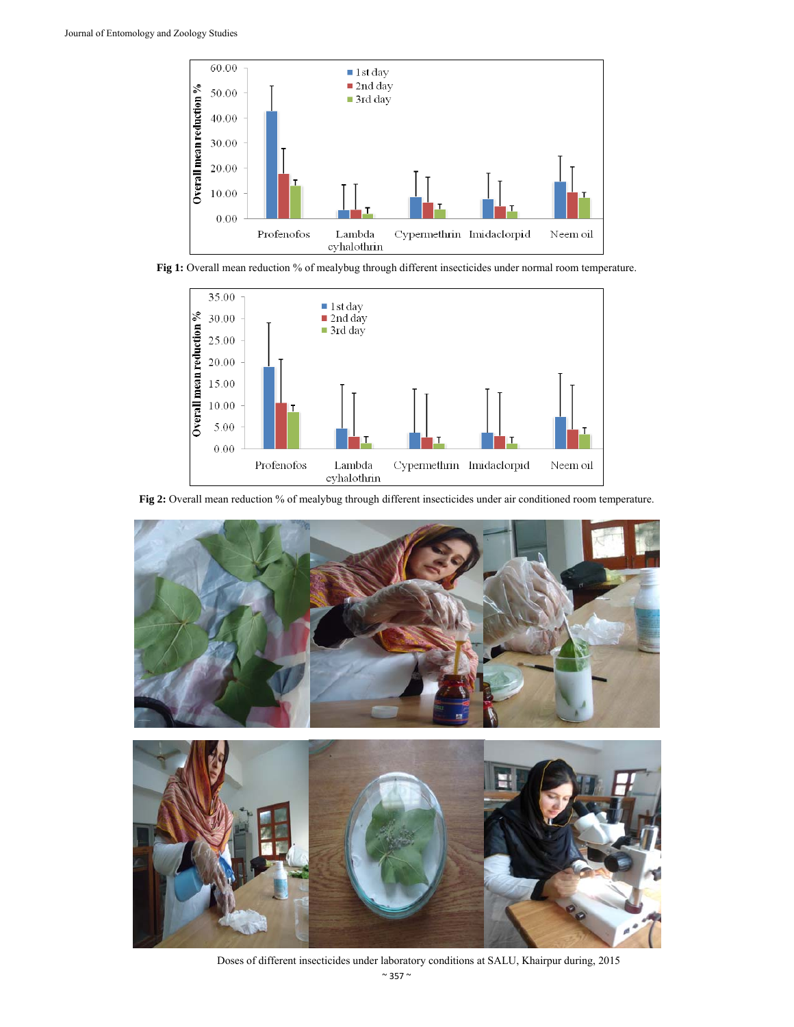**Fig 1:** Overall mean reduction % of mealybug through different insecticides under normal room temperature.

**Fig 2:** Overall mean reduction % of mealybug through different insecticides under air conditioned room temperature.

Doses of different insecticides under laboratory conditions at SALU, Khairpur during, 2015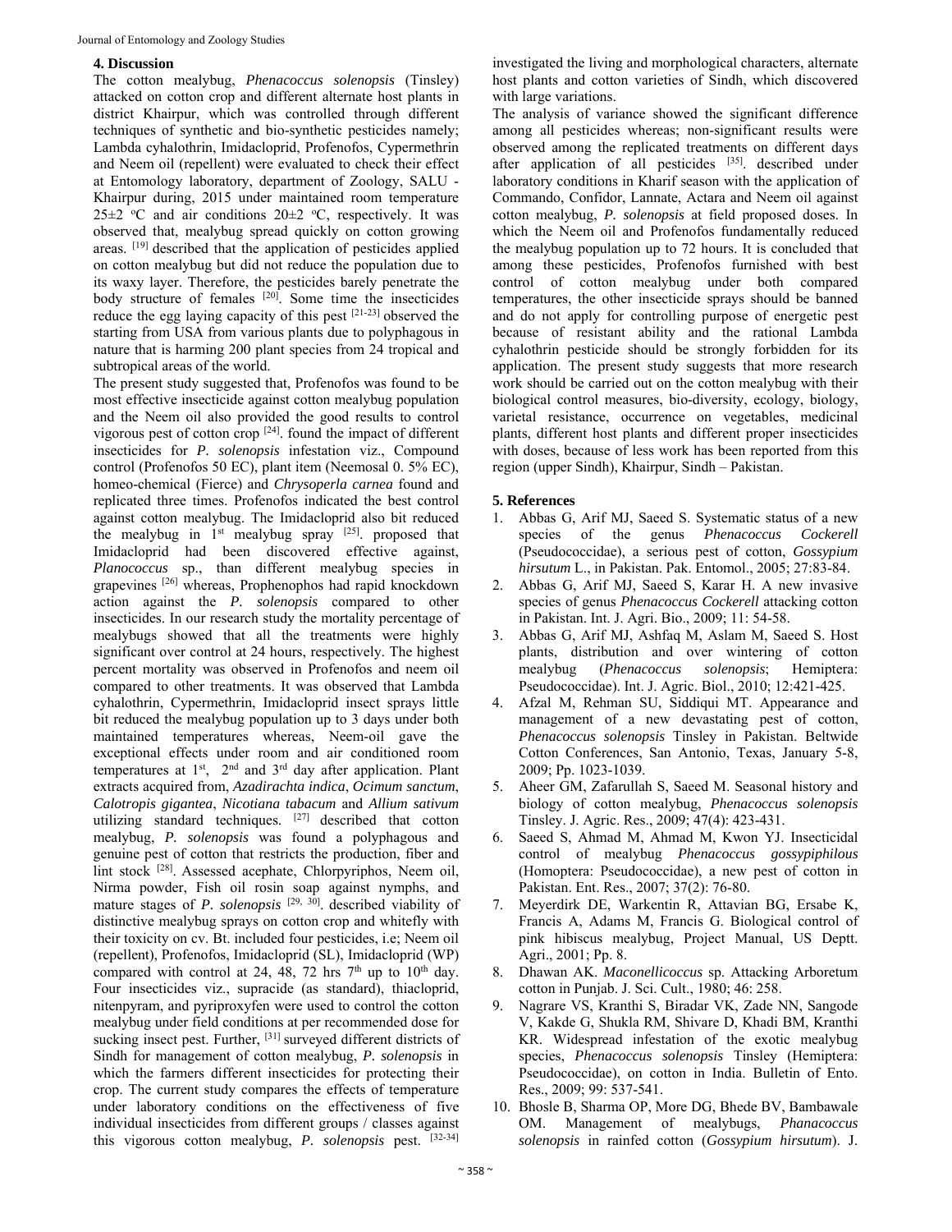## 4. Discussion

The cotton mealybug, *Phenacoccus solenopsis* (Tinsley) attacked on cotton crop and different alternate host plants in district Khairpur, which was controlled through different techniques of synthetic and bio-synthetic pesticides namely; Lambda cyhalothrin, Imidacloprid, Profenofos, Cypermethrin and Neem oil (repellent) were evaluated to check their effect at Entomology laboratory, department of Zoology, SALU - Khairpur during, 2015 under maintained room temperature 25±2 ºC and air conditions 20±2 ºC, respectively. It was observed that, mealybug spread quickly on cotton growing areas. [19] described that the application of pesticides applied on cotton mealybug but did not reduce the population due to its waxy layer. Therefore, the pesticides barely penetrate the body structure of females [20]. Some time the insecticides reduce the egg laying capacity of this pest [21-23] observed the starting from USA from various plants due to polyphagous in nature that is harming 200 plant species from 24 tropical and subtropical areas of the world.

The present study suggested that, Profenofos was found to be most effective insecticide against cotton mealybug population and the Neem oil also provided the good results to control vigorous pest of cotton crop [24]. found the impact of different insecticides for *P. solenopsis* infestation viz., Compound control (Profenofos 50 EC), plant item (Neemosal 0. 5% EC), homeo-chemical (Fierce) and *Chrysoperla carnea* found and replicated three times. Profenofos indicated the best control against cotton mealybug. The Imidacloprid also bit reduced the mealybug in 1st mealybug spray [25]. proposed that Imidacloprid had been discovered effective against, *Planococcus* sp., than different mealybug species in grapevines [26] whereas, Prophenophos had rapid knockdown action against the *P. solenopsis* compared to other insecticides. In our research study the mortality percentage of mealybugs showed that all the treatments were highly significant over control at 24 hours, respectively. The highest percent mortality was observed in Profenofos and neem oil compared to other treatments. It was observed that Lambda cyhalothrin, Cypermethrin, Imidacloprid insect sprays little bit reduced the mealybug population up to 3 days under both maintained temperatures whereas, Neem-oil gave the exceptional effects under room and air conditioned room temperatures at 1st, 2nd and 3rd day after application. Plant extracts acquired from, *Azadirachta indica*, *Ocimum sanctum*, *Calotropis gigantea*, *Nicotiana tabacum* and *Allium sativum* utilizing standard techniques. [27] described that cotton mealybug, *P. solenopsis* was found a polyphagous and genuine pest of cotton that restricts the production, fiber and lint stock [28]. Assessed acephate, Chlorpyriphos, Neem oil, Nirma powder, Fish oil rosin soap against nymphs, and mature stages of *P. solenopsis* [29, 30]. described viability of distinctive mealybug sprays on cotton crop and whitefly with their toxicity on cv. Bt. included four pesticides, i.e; Neem oil (repellent), Profenofos, Imidacloprid (SL), Imidacloprid (WP) compared with control at 24, 48, 72 hrs 7th up to 10th day. Four insecticides viz., supracide (as standard), thiacloprid, nitenpyram, and pyriproxyfen were used to control the cotton mealybug under field conditions at per recommended dose for sucking insect pest. Further, [31] surveyed different districts of Sindh for management of cotton mealybug, *P. solenopsis* in which the farmers different insecticides for protecting their crop. The current study compares the effects of temperature under laboratory conditions on the effectiveness of five individual insecticides from different groups / classes against this vigorous cotton mealybug, *P. solenopsis* pest. [32-34] investigated the living and morphological characters, alternate host plants and cotton varieties of Sindh, which discovered with large variations.

The analysis of variance showed the significant difference among all pesticides whereas; non-significant results were observed among the replicated treatments on different days after application of all pesticides [35]. described under laboratory conditions in Kharif season with the application of Commando, Confidor, Lannate, Actara and Neem oil against cotton mealybug, *P. solenopsis* at field proposed doses. In which the Neem oil and Profenofos fundamentally reduced the mealybug population up to 72 hours. It is concluded that among these pesticides, Profenofos furnished with best control of cotton mealybug under both compared temperatures, the other insecticide sprays should be banned and do not apply for controlling purpose of energetic pest because of resistant ability and the rational Lambda cyhalothrin pesticide should be strongly forbidden for its application. The present study suggests that more research work should be carried out on the cotton mealybug with their biological control measures, bio-diversity, ecology, biology, varietal resistance, occurrence on vegetables, medicinal plants, different host plants and different proper insecticides with doses, because of less work has been reported from this region (upper Sindh), Khairpur, Sindh – Pakistan.

## 5. References

1. Abbas G, Arif MJ, Saeed S. Systematic status of a new species of the genus *Phenacoccus Cockerell* (Pseudococcidae), a serious pest of cotton, *Gossypium hirsutum* L., in Pakistan. Pak. Entomol., 2005; 27:83-84.
2. Abbas G, Arif MJ, Saeed S, Karar H. A new invasive species of genus *Phenacoccus Cockerell* attacking cotton in Pakistan. Int. J. Agri. Bio., 2009; 11: 54-58.
3. Abbas G, Arif MJ, Ashfaq M, Aslam M, Saeed S. Host plants, distribution and over wintering of cotton mealybug (*Phenacoccus solenopsis*; Hemiptera: Pseudococcidae). Int. J. Agric. Biol., 2010; 12:421-425.
4. Afzal M, Rehman SU, Siddiqui MT. Appearance and management of a new devastating pest of cotton, *Phenacoccus solenopsis* Tinsley in Pakistan. Beltwide Cotton Conferences, San Antonio, Texas, January 5-8, 2009; Pp. 1023-1039.
5. Aheer GM, Zafarullah S, Saeed M. Seasonal history and biology of cotton mealybug, *Phenacoccus solenopsis* Tinsley. J. Agric. Res., 2009; 47(4): 423-431.
6. Saeed S, Ahmad M, Ahmad M, Kwon YJ. Insecticidal control of mealybug *Phenacoccus gossypiphilous* (Homoptera: Pseudococcidae), a new pest of cotton in Pakistan. Ent. Res., 2007; 37(2): 76-80.
7. Meyerdirk DE, Warkentin R, Attavian BG, Ersabe K, Francis A, Adams M, Francis G. Biological control of pink hibiscus mealybug, Project Manual, US Deptt. Agri., 2001; Pp. 8.
8. Dhawan AK. *Maconellicoccus* sp. Attacking Arboretum cotton in Punjab. J. Sci. Cult., 1980; 46: 258.
9. Nagrare VS, Kranthi S, Biradar VK, Zade NN, Sangode V, Kakde G, Shukla RM, Shivare D, Khadi BM, Kranthi KR. Widespread infestation of the exotic mealybug species, *Phenacoccus solenopsis* Tinsley (Hemiptera: Pseudococcidae), on cotton in India. Bulletin of Ento. Res., 2009; 99: 537-541.
10. Bhosle B, Sharma OP, More DG, Bhede BV, Bambawale OM. Management of mealybugs, *Phanacoccus solenopsis* in rainfed cotton (*Gossypium hirsutum*). J.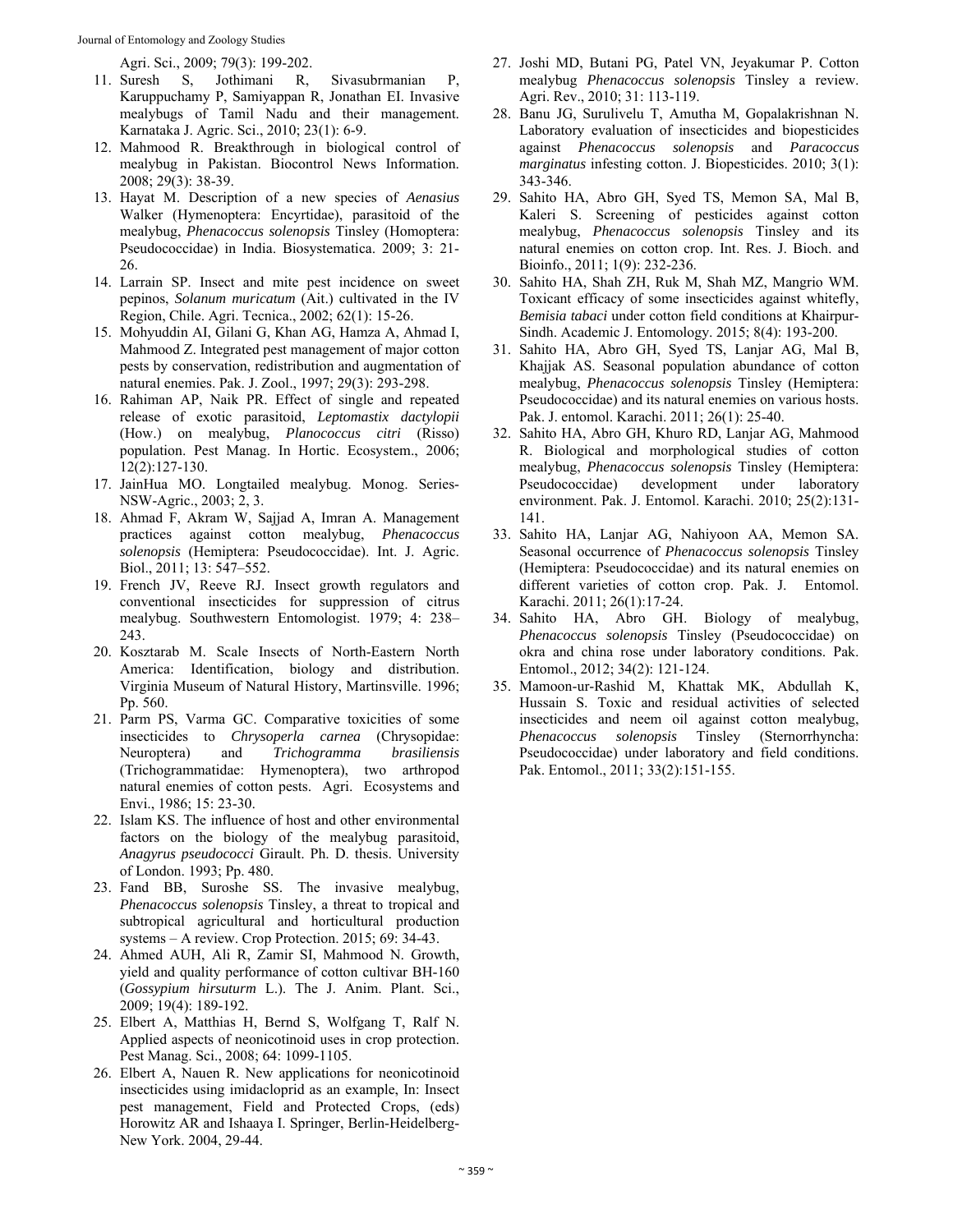Agri. Sci., 2009; 79(3): 199-202.

11. Suresh S, Jothimani R, Sivasubrmanian P, Karuppuchamy P, Samiyappan R, Jonathan EI. Invasive mealybugs of Tamil Nadu and their management. Karnataka J. Agric. Sci., 2010; 23(1): 6-9.
12. Mahmood R. Breakthrough in biological control of mealybug in Pakistan. Biocontrol News Information. 2008; 29(3): 38-39.
13. Hayat M. Description of a new species of *Aenasius* Walker (Hymenoptera: Encyrtidae), parasitoid of the mealybug, *Phenacoccus solenopsis* Tinsley (Homoptera: Pseudococcidae) in India. Biosystematica. 2009; 3: 21-26.
14. Larrain SP. Insect and mite pest incidence on sweet pepinos, *Solanum muricatum* (Ait.) cultivated in the IV Region, Chile. Agri. Tecnica., 2002; 62(1): 15-26.
15. Mohyuddin AI, Gilani G, Khan AG, Hamza A, Ahmad I, Mahmood Z. Integrated pest management of major cotton pests by conservation, redistribution and augmentation of natural enemies. Pak. J. Zool., 1997; 29(3): 293-298.
16. Rahiman AP, Naik PR. Effect of single and repeated release of exotic parasitoid, *Leptomastix dactylopii* (How.) on mealybug, *Planococcus citri* (Risso) population. Pest Manag. In Hortic. Ecosystem., 2006; 12(2):127-130.
17. JainHua MO. Longtailed mealybug. Monog. Series-NSW-Agric., 2003; 2, 3.
18. Ahmad F, Akram W, Sajjad A, Imran A. Management practices against cotton mealybug, *Phenacoccus solenopsis* (Hemiptera: Pseudococcidae). Int. J. Agric. Biol., 2011; 13: 547–552.
19. French JV, Reeve RJ. Insect growth regulators and conventional insecticides for suppression of citrus mealybug. Southwestern Entomologist. 1979; 4: 238–243.
20. Kosztarab M. Scale Insects of North-Eastern North America: Identification, biology and distribution. Virginia Museum of Natural History, Martinsville. 1996; Pp. 560.
21. Parm PS, Varma GC. Comparative toxicities of some insecticides to *Chrysoperla carnea* (Chrysopidae: Neuroptera) and *Trichogramma brasiliensis* (Trichogrammatidae: Hymenoptera), two arthropod natural enemies of cotton pests. Agri. Ecosystems and Envi., 1986; 15: 23-30.
22. Islam KS. The influence of host and other environmental factors on the biology of the mealybug parasitoid, *Anagyrus pseudococci* Girault. Ph. D. thesis. University of London. 1993; Pp. 480.
23. Fand BB, Suroshe SS. The invasive mealybug, *Phenacoccus solenopsis* Tinsley, a threat to tropical and subtropical agricultural and horticultural production systems – A review. Crop Protection. 2015; 69: 34-43.
24. Ahmed AUH, Ali R, Zamir SI, Mahmood N. Growth, yield and quality performance of cotton cultivar BH-160 (*Gossypium hirsuturm* L.). The J. Anim. Plant. Sci., 2009; 19(4): 189-192.
25. Elbert A, Matthias H, Bernd S, Wolfgang T, Ralf N. Applied aspects of neonicotinoid uses in crop protection. Pest Manag. Sci., 2008; 64: 1099-1105.
26. Elbert A, Nauen R. New applications for neonicotinoid insecticides using imidacloprid as an example, In: Insect pest management, Field and Protected Crops, (eds) Horowitz AR and Ishaaya I. Springer, Berlin-Heidelberg-New York. 2004, 29-44.
27. Joshi MD, Butani PG, Patel VN, Jeyakumar P. Cotton mealybug *Phenacoccus solenopsis* Tinsley a review. Agri. Rev., 2010; 31: 113-119.
28. Banu JG, Surulivelu T, Amutha M, Gopalakrishnan N. Laboratory evaluation of insecticides and biopesticides against *Phenacoccus solenopsis* and *Paracoccus marginatus* infesting cotton. J. Biopesticides. 2010; 3(1): 343-346.
29. Sahito HA, Abro GH, Syed TS, Memon SA, Mal B, Kaleri S. Screening of pesticides against cotton mealybug, *Phenacoccus solenopsis* Tinsley and its natural enemies on cotton crop. Int. Res. J. Bioch. and Bioinfo., 2011; 1(9): 232-236.
30. Sahito HA, Shah ZH, Ruk M, Shah MZ, Mangrio WM. Toxicant efficacy of some insecticides against whitefly, *Bemisia tabaci* under cotton field conditions at Khairpur-Sindh. Academic J. Entomology. 2015; 8(4): 193-200.
31. Sahito HA, Abro GH, Syed TS, Lanjar AG, Mal B, Khajjak AS. Seasonal population abundance of cotton mealybug, *Phenacoccus solenopsis* Tinsley (Hemiptera: Pseudococcidae) and its natural enemies on various hosts. Pak. J. entomol. Karachi. 2011; 26(1): 25-40.
32. Sahito HA, Abro GH, Khuro RD, Lanjar AG, Mahmood R. Biological and morphological studies of cotton mealybug, *Phenacoccus solenopsis* Tinsley (Hemiptera: Pseudococcidae) development under laboratory environment. Pak. J. Entomol. Karachi. 2010; 25(2):131-141.
33. Sahito HA, Lanjar AG, Nahiyoon AA, Memon SA. Seasonal occurrence of *Phenacoccus solenopsis* Tinsley (Hemiptera: Pseudococcidae) and its natural enemies on different varieties of cotton crop. Pak. J. Entomol. Karachi. 2011; 26(1):17-24.
34. Sahito HA, Abro GH. Biology of mealybug, *Phenacoccus solenopsis* Tinsley (Pseudococcidae) on okra and china rose under laboratory conditions. Pak. Entomol., 2012; 34(2): 121-124.
35. Mamoon-ur-Rashid M, Khattak MK, Abdullah K, Hussain S. Toxic and residual activities of selected insecticides and neem oil against cotton mealybug, *Phenacoccus solenopsis* Tinsley (Sternorrhyncha: Pseudococcidae) under laboratory and field conditions. Pak. Entomol., 2011; 33(2):151-155.